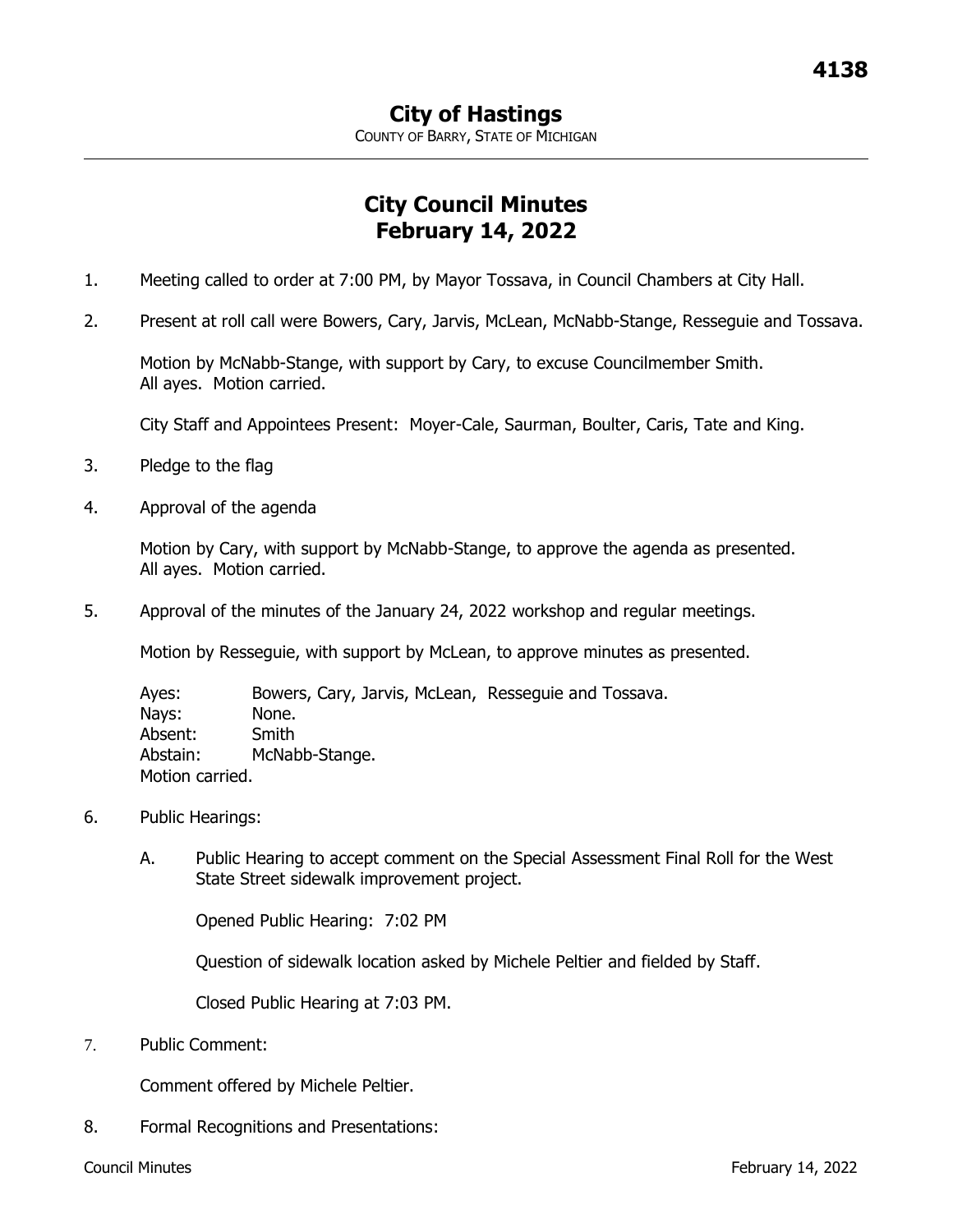## City of Hastings

COUNTY OF BARRY, STATE OF MICHIGAN

---

# City Council Minutes
# February 14, 2022

1. Meeting called to order at 7:00 PM, by Mayor Tossava, in Council Chambers at City Hall.

2. Present at roll call were Bowers, Cary, Jarvis, McLean, McNabb-Stange, Resseguie and Tossava.

   Motion by McNabb-Stange, with support by Cary, to excuse Councilmember Smith.
   All ayes. Motion carried.

   City Staff and Appointees Present: Moyer-Cale, Saurman, Boulter, Caris, Tate and King.

3. Pledge to the flag

4. Approval of the agenda

   Motion by Cary, with support by McNabb-Stange, to approve the agenda as presented.
   All ayes. Motion carried.

5. Approval of the minutes of the January 24, 2022 workshop and regular meetings.

   Motion by Resseguie, with support by McLean, to approve minutes as presented.

   Ayes: Bowers, Cary, Jarvis, McLean, Resseguie and Tossava.
   Nays: None.
   Absent: Smith
   Abstain: McNabb-Stange.
   Motion carried.

6. Public Hearings:

   A. Public Hearing to accept comment on the Special Assessment Final Roll for the West State Street sidewalk improvement project.

      Opened Public Hearing: 7:02 PM

      Question of sidewalk location asked by Michele Peltier and fielded by Staff.

      Closed Public Hearing at 7:03 PM.

7. Public Comment:

   Comment offered by Michele Peltier.

8. Formal Recognitions and Presentations: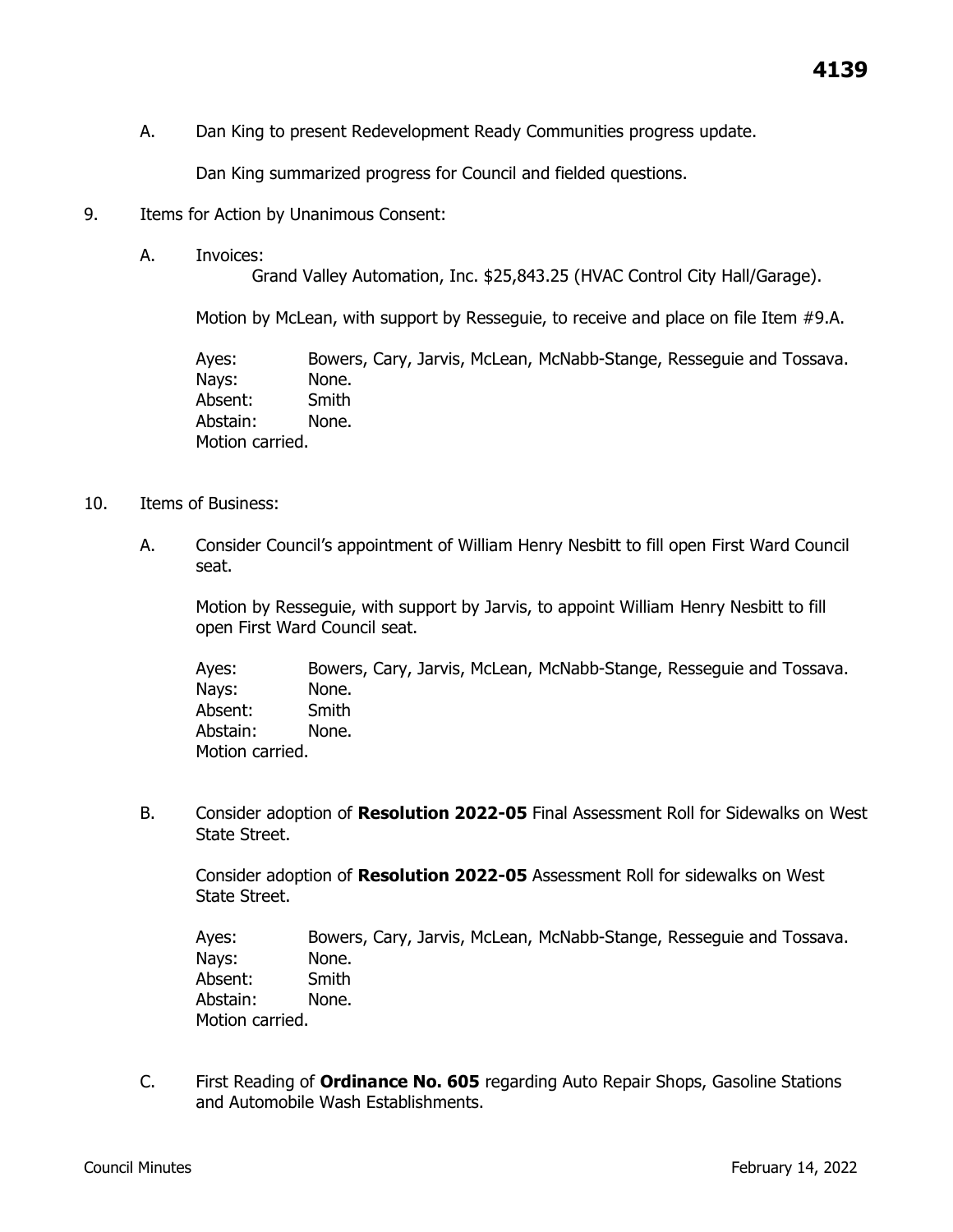A. Dan King to present Redevelopment Ready Communities progress update.

   Dan King summarized progress for Council and fielded questions.

9. Items for Action by Unanimous Consent:

   A. Invoices:

      Grand Valley Automation, Inc. $25,843.25 (HVAC Control City Hall/Garage).

      Motion by McLean, with support by Resseguie, to receive and place on file Item #9.A.

      Ayes: Bowers, Cary, Jarvis, McLean, McNabb-Stange, Resseguie and Tossava.
      Nays: None.
      Absent: Smith
      Abstain: None.
      Motion carried.

10. Items of Business:

    A. Consider Council's appointment of William Henry Nesbitt to fill open First Ward Council seat.

       Motion by Resseguie, with support by Jarvis, to appoint William Henry Nesbitt to fill open First Ward Council seat.

       Ayes: Bowers, Cary, Jarvis, McLean, McNabb-Stange, Resseguie and Tossava.
       Nays: None.
       Absent: Smith
       Abstain: None.
       Motion carried.

    B. Consider adoption of **Resolution 2022-05** Final Assessment Roll for Sidewalks on West State Street.

       Consider adoption of **Resolution 2022-05** Assessment Roll for sidewalks on West State Street.

       Ayes: Bowers, Cary, Jarvis, McLean, McNabb-Stange, Resseguie and Tossava.
       Nays: None.
       Absent: Smith
       Abstain: None.
       Motion carried.

    C. First Reading of **Ordinance No. 605** regarding Auto Repair Shops, Gasoline Stations and Automobile Wash Establishments.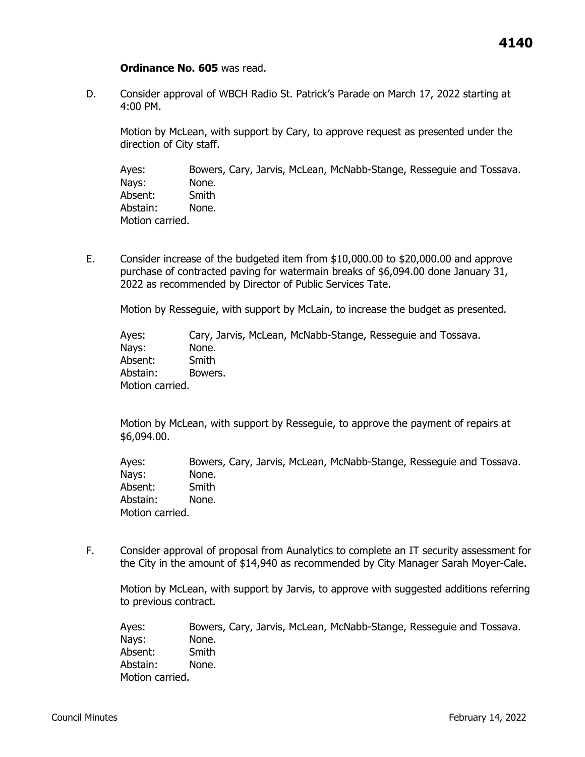**Ordinance No. 605** was read.

D. Consider approval of WBCH Radio St. Patrick's Parade on March 17, 2022 starting at 4:00 PM.

Motion by McLean, with support by Cary, to approve request as presented under the direction of City staff.

Ayes: Bowers, Cary, Jarvis, McLean, McNabb-Stange, Resseguie and Tossava.
Nays: None.
Absent: Smith
Abstain: None.
Motion carried.

E. Consider increase of the budgeted item from $10,000.00 to $20,000.00 and approve purchase of contracted paving for watermain breaks of $6,094.00 done January 31, 2022 as recommended by Director of Public Services Tate.

Motion by Resseguie, with support by McLain, to increase the budget as presented.

Ayes: Cary, Jarvis, McLean, McNabb-Stange, Resseguie and Tossava.
Nays: None.
Absent: Smith
Abstain: Bowers.
Motion carried.

Motion by McLean, with support by Resseguie, to approve the payment of repairs at $6,094.00.

Ayes: Bowers, Cary, Jarvis, McLean, McNabb-Stange, Resseguie and Tossava.
Nays: None.
Absent: Smith
Abstain: None.
Motion carried.

F. Consider approval of proposal from Aunalytics to complete an IT security assessment for the City in the amount of $14,940 as recommended by City Manager Sarah Moyer-Cale.

Motion by McLean, with support by Jarvis, to approve with suggested additions referring to previous contract.

Ayes: Bowers, Cary, Jarvis, McLean, McNabb-Stange, Resseguie and Tossava.
Nays: None.
Absent: Smith
Abstain: None.
Motion carried.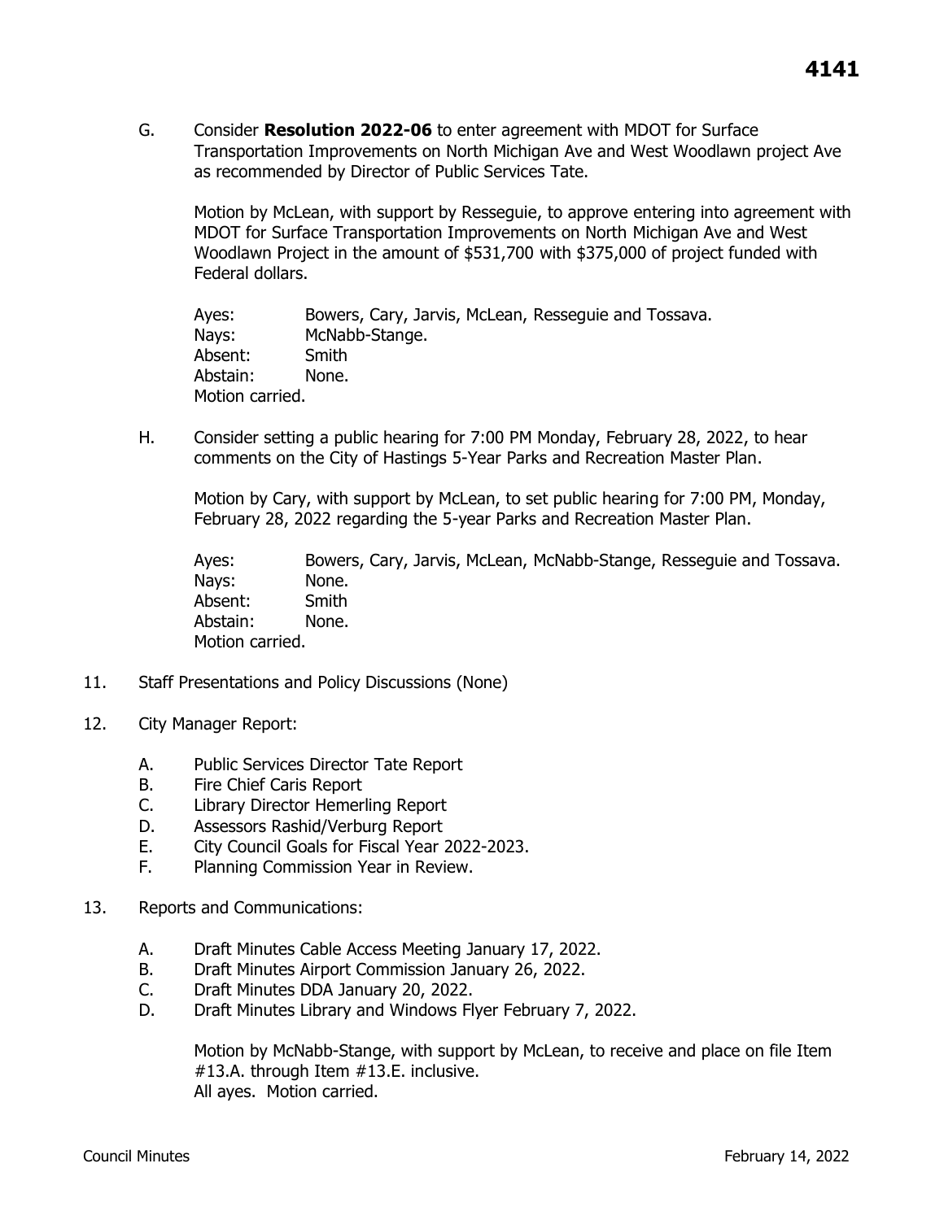G. Consider **Resolution 2022-06** to enter agreement with MDOT for Surface Transportation Improvements on North Michigan Ave and West Woodlawn project Ave as recommended by Director of Public Services Tate.

Motion by McLean, with support by Resseguie, to approve entering into agreement with MDOT for Surface Transportation Improvements on North Michigan Ave and West Woodlawn Project in the amount of $531,700 with $375,000 of project funded with Federal dollars.

Ayes: Bowers, Cary, Jarvis, McLean, Resseguie and Tossava.
Nays: McNabb-Stange.
Absent: Smith
Abstain: None.
Motion carried.

H. Consider setting a public hearing for 7:00 PM Monday, February 28, 2022, to hear comments on the City of Hastings 5-Year Parks and Recreation Master Plan.

Motion by Cary, with support by McLean, to set public hearing for 7:00 PM, Monday, February 28, 2022 regarding the 5-year Parks and Recreation Master Plan.

Ayes: Bowers, Cary, Jarvis, McLean, McNabb-Stange, Resseguie and Tossava.
Nays: None.
Absent: Smith
Abstain: None.
Motion carried.

11. Staff Presentations and Policy Discussions (None)

12. City Manager Report:

A. Public Services Director Tate Report
B. Fire Chief Caris Report
C. Library Director Hemerling Report
D. Assessors Rashid/Verburg Report
E. City Council Goals for Fiscal Year 2022-2023.
F. Planning Commission Year in Review.

13. Reports and Communications:

A. Draft Minutes Cable Access Meeting January 17, 2022.
B. Draft Minutes Airport Commission January 26, 2022.
C. Draft Minutes DDA January 20, 2022.
D. Draft Minutes Library and Windows Flyer February 7, 2022.

Motion by McNabb-Stange, with support by McLean, to receive and place on file Item #13.A. through Item #13.E. inclusive.
All ayes. Motion carried.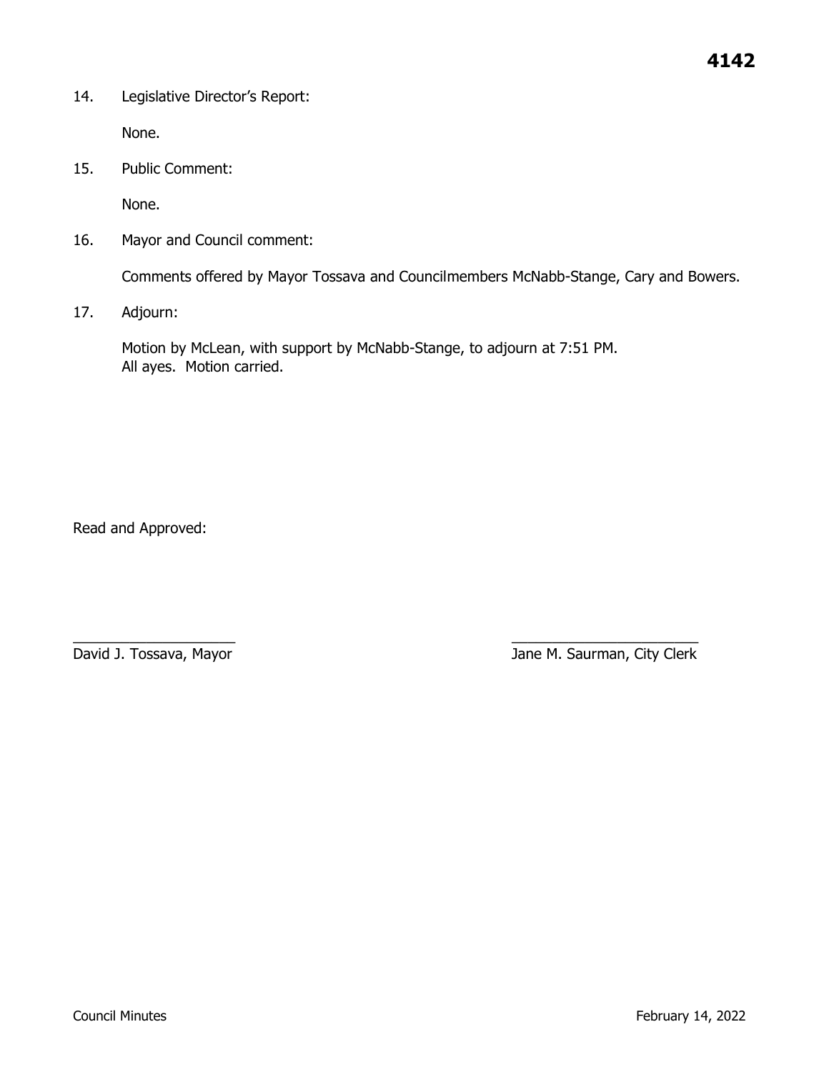14. Legislative Director's Report:

    None.

15. Public Comment:

    None.

16. Mayor and Council comment:

    Comments offered by Mayor Tossava and Councilmembers McNabb-Stange, Cary and Bowers.

17. Adjourn:

    Motion by McLean, with support by McNabb-Stange, to adjourn at 7:51 PM.
    All ayes. Motion carried.

Read and Approved:

\_\_\_\_\_\_\_\_\_\_\_\_\_\_\_\_\_\_\_\_ \_\_\_\_\_\_\_\_\_\_\_\_\_\_\_\_\_\_\_\_\_\_\_

David J. Tossava, Mayor Jane M. Saurman, City Clerk